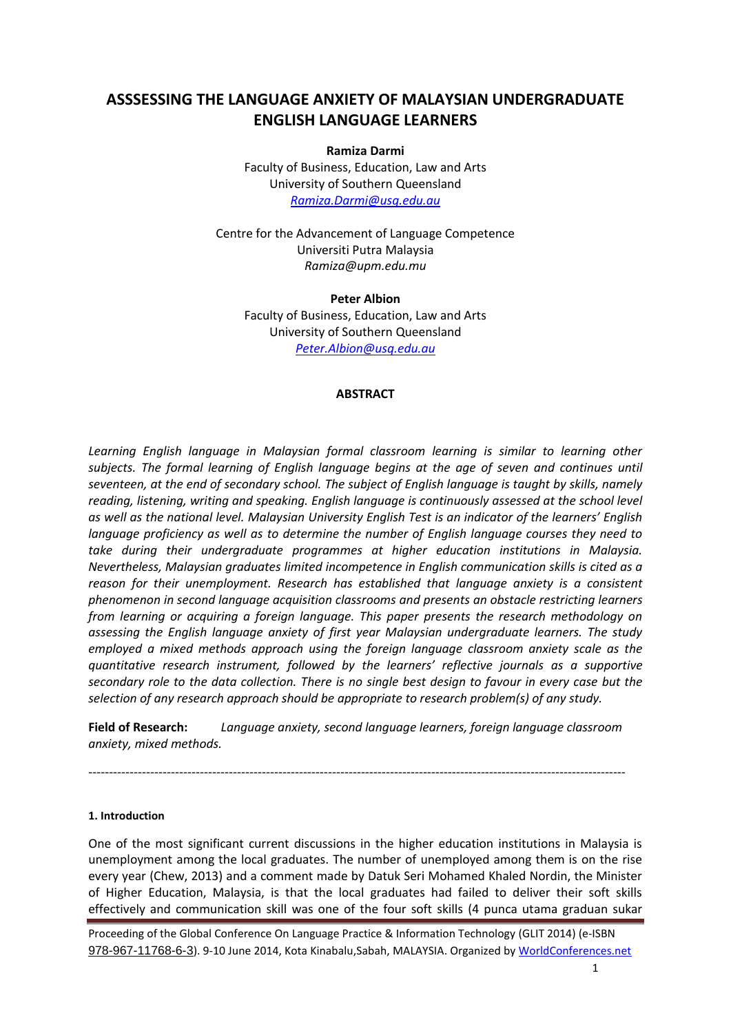# ASSSESSING THE LANGUAGE ANXIETY OF MALAYSIAN UNDERGRADUATE ENGLISH LANGUAGE LEARNERS

**Ramiza Darmi**
Faculty of Business, Education, Law and Arts
University of Southern Queensland
*Ramiza.Darmi@usq.edu.au*

Centre for the Advancement of Language Competence
Universiti Putra Malaysia
*Ramiza@upm.edu.mu*

**Peter Albion**
Faculty of Business, Education, Law and Arts
University of Southern Queensland
*Peter.Albion@usq.edu.au*

**ABSTRACT**

*Learning English language in Malaysian formal classroom learning is similar to learning other subjects. The formal learning of English language begins at the age of seven and continues until seventeen, at the end of secondary school. The subject of English language is taught by skills, namely reading, listening, writing and speaking. English language is continuously assessed at the school level as well as the national level. Malaysian University English Test is an indicator of the learners' English language proficiency as well as to determine the number of English language courses they need to take during their undergraduate programmes at higher education institutions in Malaysia. Nevertheless, Malaysian graduates limited incompetence in English communication skills is cited as a reason for their unemployment. Research has established that language anxiety is a consistent phenomenon in second language acquisition classrooms and presents an obstacle restricting learners from learning or acquiring a foreign language. This paper presents the research methodology on assessing the English language anxiety of first year Malaysian undergraduate learners. The study employed a mixed methods approach using the foreign language classroom anxiety scale as the quantitative research instrument, followed by the learners' reflective journals as a supportive secondary role to the data collection. There is no single best design to favour in every case but the selection of any research approach should be appropriate to research problem(s) of any study.*

**Field of Research:** *Language anxiety, second language learners, foreign language classroom anxiety, mixed methods.*

---

#### 1. Introduction

One of the most significant current discussions in the higher education institutions in Malaysia is unemployment among the local graduates. The number of unemployed among them is on the rise every year (Chew, 2013) and a comment made by Datuk Seri Mohamed Khaled Nordin, the Minister of Higher Education, Malaysia, is that the local graduates had failed to deliver their soft skills effectively and communication skill was one of the four soft skills (4 punca utama graduan sukar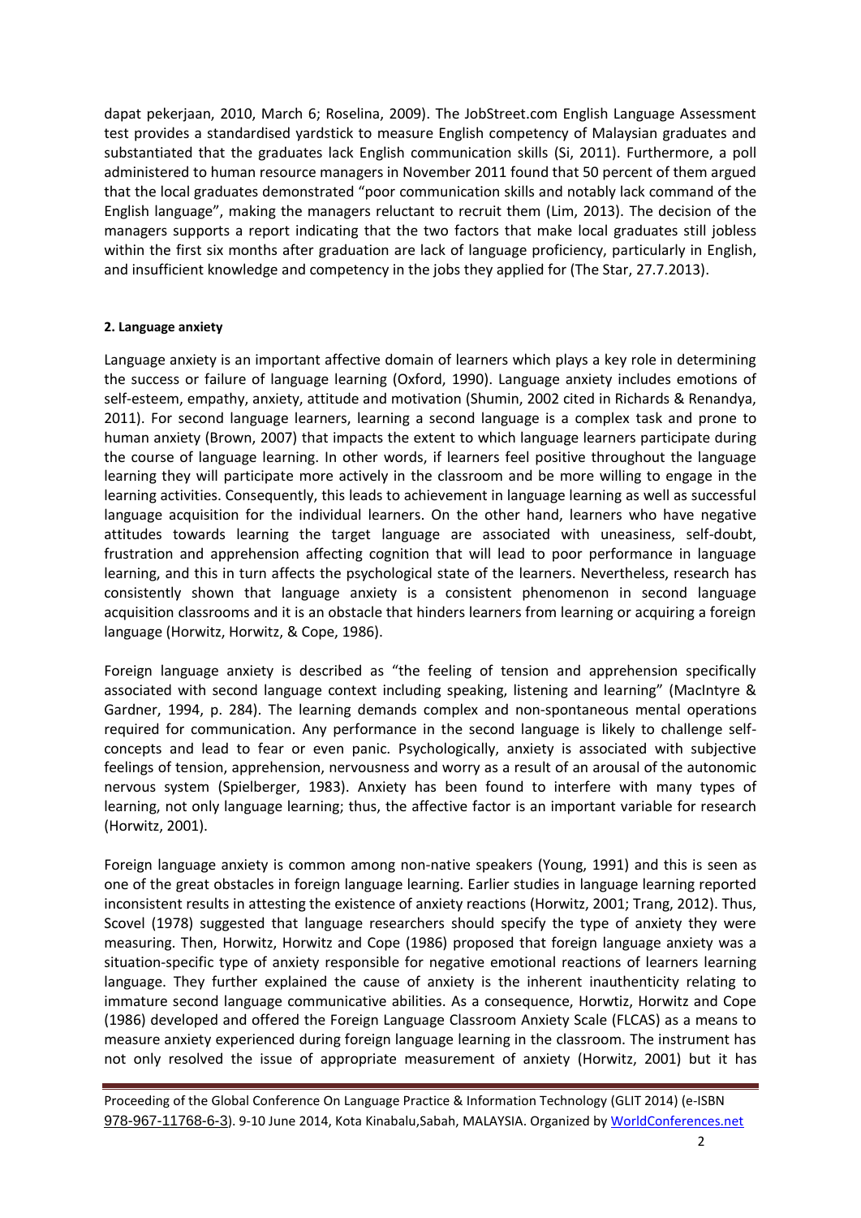dapat pekerjaan, 2010, March 6; Roselina, 2009). The JobStreet.com English Language Assessment test provides a standardised yardstick to measure English competency of Malaysian graduates and substantiated that the graduates lack English communication skills (Si, 2011). Furthermore, a poll administered to human resource managers in November 2011 found that 50 percent of them argued that the local graduates demonstrated "poor communication skills and notably lack command of the English language", making the managers reluctant to recruit them (Lim, 2013). The decision of the managers supports a report indicating that the two factors that make local graduates still jobless within the first six months after graduation are lack of language proficiency, particularly in English, and insufficient knowledge and competency in the jobs they applied for (The Star, 27.7.2013).

#### 2. Language anxiety

Language anxiety is an important affective domain of learners which plays a key role in determining the success or failure of language learning (Oxford, 1990). Language anxiety includes emotions of self-esteem, empathy, anxiety, attitude and motivation (Shumin, 2002 cited in Richards & Renandya, 2011). For second language learners, learning a second language is a complex task and prone to human anxiety (Brown, 2007) that impacts the extent to which language learners participate during the course of language learning. In other words, if learners feel positive throughout the language learning they will participate more actively in the classroom and be more willing to engage in the learning activities. Consequently, this leads to achievement in language learning as well as successful language acquisition for the individual learners. On the other hand, learners who have negative attitudes towards learning the target language are associated with uneasiness, self-doubt, frustration and apprehension affecting cognition that will lead to poor performance in language learning, and this in turn affects the psychological state of the learners. Nevertheless, research has consistently shown that language anxiety is a consistent phenomenon in second language acquisition classrooms and it is an obstacle that hinders learners from learning or acquiring a foreign language (Horwitz, Horwitz, & Cope, 1986).

Foreign language anxiety is described as "the feeling of tension and apprehension specifically associated with second language context including speaking, listening and learning" (MacIntyre & Gardner, 1994, p. 284). The learning demands complex and non-spontaneous mental operations required for communication. Any performance in the second language is likely to challenge self-concepts and lead to fear or even panic. Psychologically, anxiety is associated with subjective feelings of tension, apprehension, nervousness and worry as a result of an arousal of the autonomic nervous system (Spielberger, 1983). Anxiety has been found to interfere with many types of learning, not only language learning; thus, the affective factor is an important variable for research (Horwitz, 2001).

Foreign language anxiety is common among non-native speakers (Young, 1991) and this is seen as one of the great obstacles in foreign language learning. Earlier studies in language learning reported inconsistent results in attesting the existence of anxiety reactions (Horwitz, 2001; Trang, 2012). Thus, Scovel (1978) suggested that language researchers should specify the type of anxiety they were measuring. Then, Horwitz, Horwitz and Cope (1986) proposed that foreign language anxiety was a situation-specific type of anxiety responsible for negative emotional reactions of learners learning language. They further explained the cause of anxiety is the inherent inauthenticity relating to immature second language communicative abilities. As a consequence, Horwtiz, Horwitz and Cope (1986) developed and offered the Foreign Language Classroom Anxiety Scale (FLCAS) as a means to measure anxiety experienced during foreign language learning in the classroom. The instrument has not only resolved the issue of appropriate measurement of anxiety (Horwitz, 2001) but it has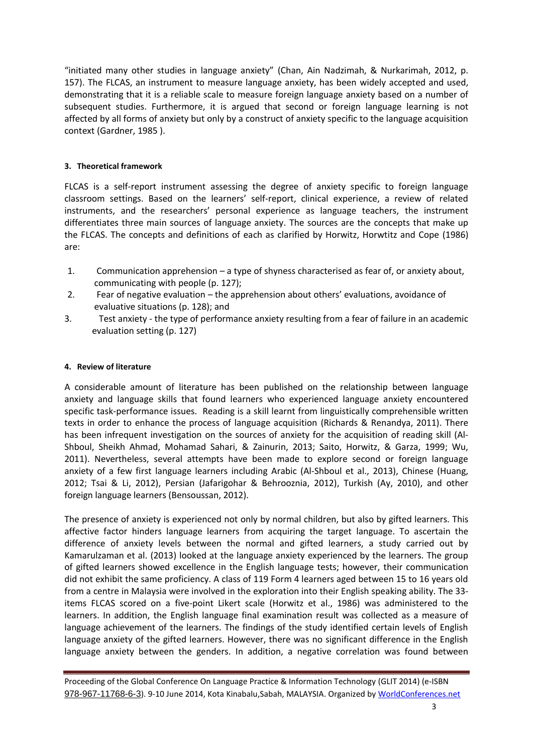"initiated many other studies in language anxiety" (Chan, Ain Nadzimah, & Nurkarimah, 2012, p. 157). The FLCAS, an instrument to measure language anxiety, has been widely accepted and used, demonstrating that it is a reliable scale to measure foreign language anxiety based on a number of subsequent studies. Furthermore, it is argued that second or foreign language learning is not affected by all forms of anxiety but only by a construct of anxiety specific to the language acquisition context (Gardner, 1985 ).

## 3. Theoretical framework

FLCAS is a self-report instrument assessing the degree of anxiety specific to foreign language classroom settings. Based on the learners' self-report, clinical experience, a review of related instruments, and the researchers' personal experience as language teachers, the instrument differentiates three main sources of language anxiety. The sources are the concepts that make up the FLCAS. The concepts and definitions of each as clarified by Horwitz, Horwtitz and Cope (1986) are:

1. Communication apprehension – a type of shyness characterised as fear of, or anxiety about, communicating with people (p. 127);
2. Fear of negative evaluation – the apprehension about others' evaluations, avoidance of evaluative situations (p. 128); and
3. Test anxiety - the type of performance anxiety resulting from a fear of failure in an academic evaluation setting (p. 127)

## 4. Review of literature

A considerable amount of literature has been published on the relationship between language anxiety and language skills that found learners who experienced language anxiety encountered specific task-performance issues. Reading is a skill learnt from linguistically comprehensible written texts in order to enhance the process of language acquisition (Richards & Renandya, 2011). There has been infrequent investigation on the sources of anxiety for the acquisition of reading skill (Al-Shboul, Sheikh Ahmad, Mohamad Sahari, & Zainurin, 2013; Saito, Horwitz, & Garza, 1999; Wu, 2011). Nevertheless, several attempts have been made to explore second or foreign language anxiety of a few first language learners including Arabic (Al-Shboul et al., 2013), Chinese (Huang, 2012; Tsai & Li, 2012), Persian (Jafarigohar & Behrooznia, 2012), Turkish (Ay, 2010), and other foreign language learners (Bensoussan, 2012).

The presence of anxiety is experienced not only by normal children, but also by gifted learners. This affective factor hinders language learners from acquiring the target language. To ascertain the difference of anxiety levels between the normal and gifted learners, a study carried out by Kamarulzaman et al. (2013) looked at the language anxiety experienced by the learners. The group of gifted learners showed excellence in the English language tests; however, their communication did not exhibit the same proficiency. A class of 119 Form 4 learners aged between 15 to 16 years old from a centre in Malaysia were involved in the exploration into their English speaking ability. The 33-items FLCAS scored on a five-point Likert scale (Horwitz et al., 1986) was administered to the learners. In addition, the English language final examination result was collected as a measure of language achievement of the learners. The findings of the study identified certain levels of English language anxiety of the gifted learners. However, there was no significant difference in the English language anxiety between the genders. In addition, a negative correlation was found between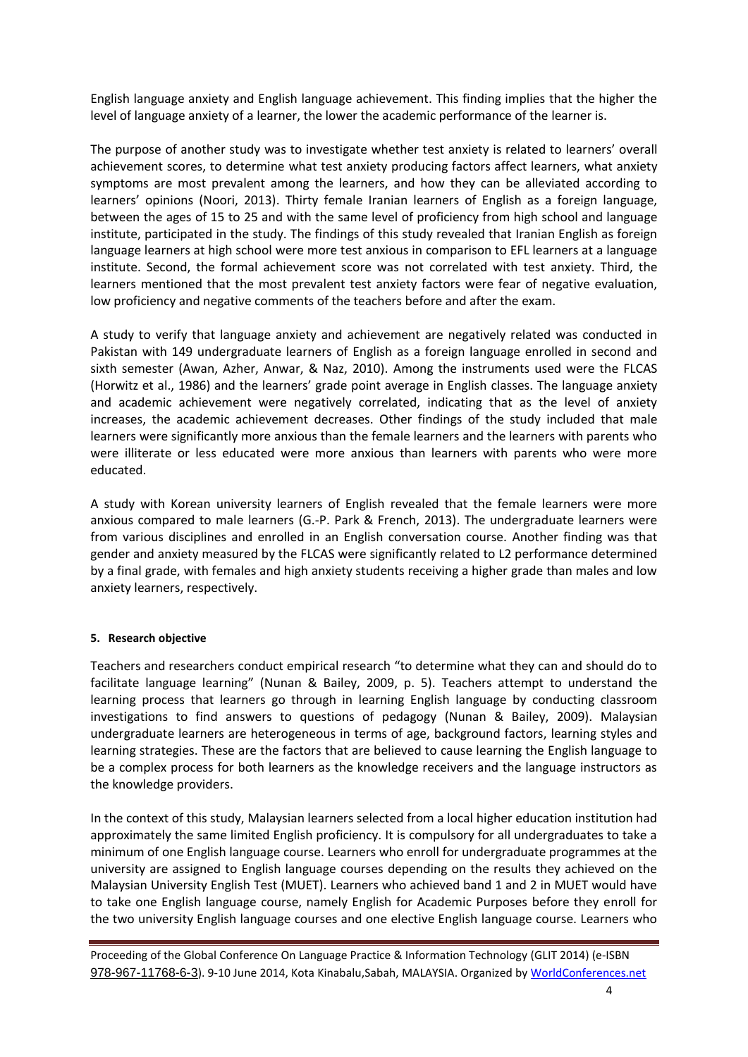English language anxiety and English language achievement. This finding implies that the higher the level of language anxiety of a learner, the lower the academic performance of the learner is.

The purpose of another study was to investigate whether test anxiety is related to learners' overall achievement scores, to determine what test anxiety producing factors affect learners, what anxiety symptoms are most prevalent among the learners, and how they can be alleviated according to learners' opinions (Noori, 2013). Thirty female Iranian learners of English as a foreign language, between the ages of 15 to 25 and with the same level of proficiency from high school and language institute, participated in the study. The findings of this study revealed that Iranian English as foreign language learners at high school were more test anxious in comparison to EFL learners at a language institute. Second, the formal achievement score was not correlated with test anxiety. Third, the learners mentioned that the most prevalent test anxiety factors were fear of negative evaluation, low proficiency and negative comments of the teachers before and after the exam.

A study to verify that language anxiety and achievement are negatively related was conducted in Pakistan with 149 undergraduate learners of English as a foreign language enrolled in second and sixth semester (Awan, Azher, Anwar, & Naz, 2010). Among the instruments used were the FLCAS (Horwitz et al., 1986) and the learners' grade point average in English classes. The language anxiety and academic achievement were negatively correlated, indicating that as the level of anxiety increases, the academic achievement decreases. Other findings of the study included that male learners were significantly more anxious than the female learners and the learners with parents who were illiterate or less educated were more anxious than learners with parents who were more educated.

A study with Korean university learners of English revealed that the female learners were more anxious compared to male learners (G.-P. Park & French, 2013). The undergraduate learners were from various disciplines and enrolled in an English conversation course. Another finding was that gender and anxiety measured by the FLCAS were significantly related to L2 performance determined by a final grade, with females and high anxiety students receiving a higher grade than males and low anxiety learners, respectively.

**5. Research objective**

Teachers and researchers conduct empirical research "to determine what they can and should do to facilitate language learning" (Nunan & Bailey, 2009, p. 5). Teachers attempt to understand the learning process that learners go through in learning English language by conducting classroom investigations to find answers to questions of pedagogy (Nunan & Bailey, 2009). Malaysian undergraduate learners are heterogeneous in terms of age, background factors, learning styles and learning strategies. These are the factors that are believed to cause learning the English language to be a complex process for both learners as the knowledge receivers and the language instructors as the knowledge providers.

In the context of this study, Malaysian learners selected from a local higher education institution had approximately the same limited English proficiency. It is compulsory for all undergraduates to take a minimum of one English language course. Learners who enroll for undergraduate programmes at the university are assigned to English language courses depending on the results they achieved on the Malaysian University English Test (MUET). Learners who achieved band 1 and 2 in MUET would have to take one English language course, namely English for Academic Purposes before they enroll for the two university English language courses and one elective English language course. Learners who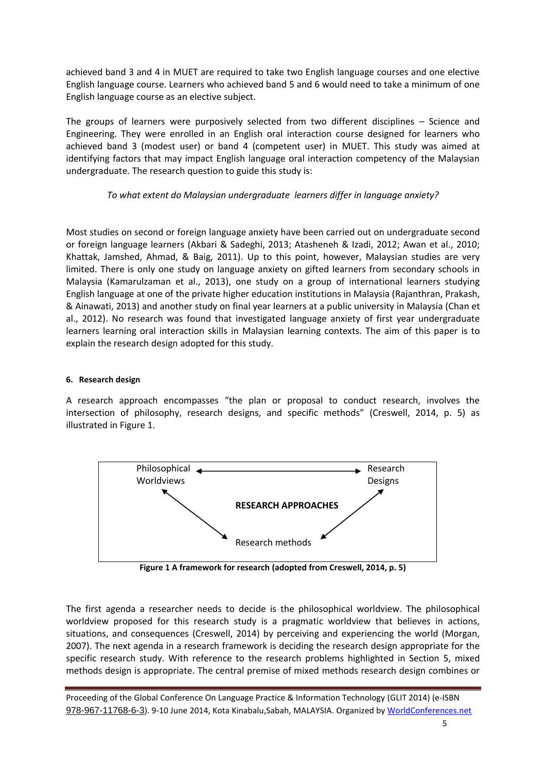achieved band 3 and 4 in MUET are required to take two English language courses and one elective English language course. Learners who achieved band 5 and 6 would need to take a minimum of one English language course as an elective subject.

The groups of learners were purposively selected from two different disciplines – Science and Engineering. They were enrolled in an English oral interaction course designed for learners who achieved band 3 (modest user) or band 4 (competent user) in MUET. This study was aimed at identifying factors that may impact English language oral interaction competency of the Malaysian undergraduate. The research question to guide this study is:

*To what extent do Malaysian undergraduate learners differ in language anxiety?*

Most studies on second or foreign language anxiety have been carried out on undergraduate second or foreign language learners (Akbari & Sadeghi, 2013; Atasheneh & Izadi, 2012; Awan et al., 2010; Khattak, Jamshed, Ahmad, & Baig, 2011). Up to this point, however, Malaysian studies are very limited. There is only one study on language anxiety on gifted learners from secondary schools in Malaysia (Kamarulzaman et al., 2013), one study on a group of international learners studying English language at one of the private higher education institutions in Malaysia (Rajanthran, Prakash, & Ainawati, 2013) and another study on final year learners at a public university in Malaysia (Chan et al., 2012). No research was found that investigated language anxiety of first year undergraduate learners learning oral interaction skills in Malaysian learning contexts. The aim of this paper is to explain the research design adopted for this study.

#### 6. Research design

A research approach encompasses "the plan or proposal to conduct research, involves the intersection of philosophy, research designs, and specific methods" (Creswell, 2014, p. 5) as illustrated in Figure 1.

Philosophical Worldviews ⟷ Research Designs

**RESEARCH APPROACHES**

Research methods

**Figure 1 A framework for research (adopted from Creswell, 2014, p. 5)**

The first agenda a researcher needs to decide is the philosophical worldview. The philosophical worldview proposed for this research study is a pragmatic worldview that believes in actions, situations, and consequences (Creswell, 2014) by perceiving and experiencing the world (Morgan, 2007). The next agenda in a research framework is deciding the research design appropriate for the specific research study. With reference to the research problems highlighted in Section 5, mixed methods design is appropriate. The central premise of mixed methods research design combines or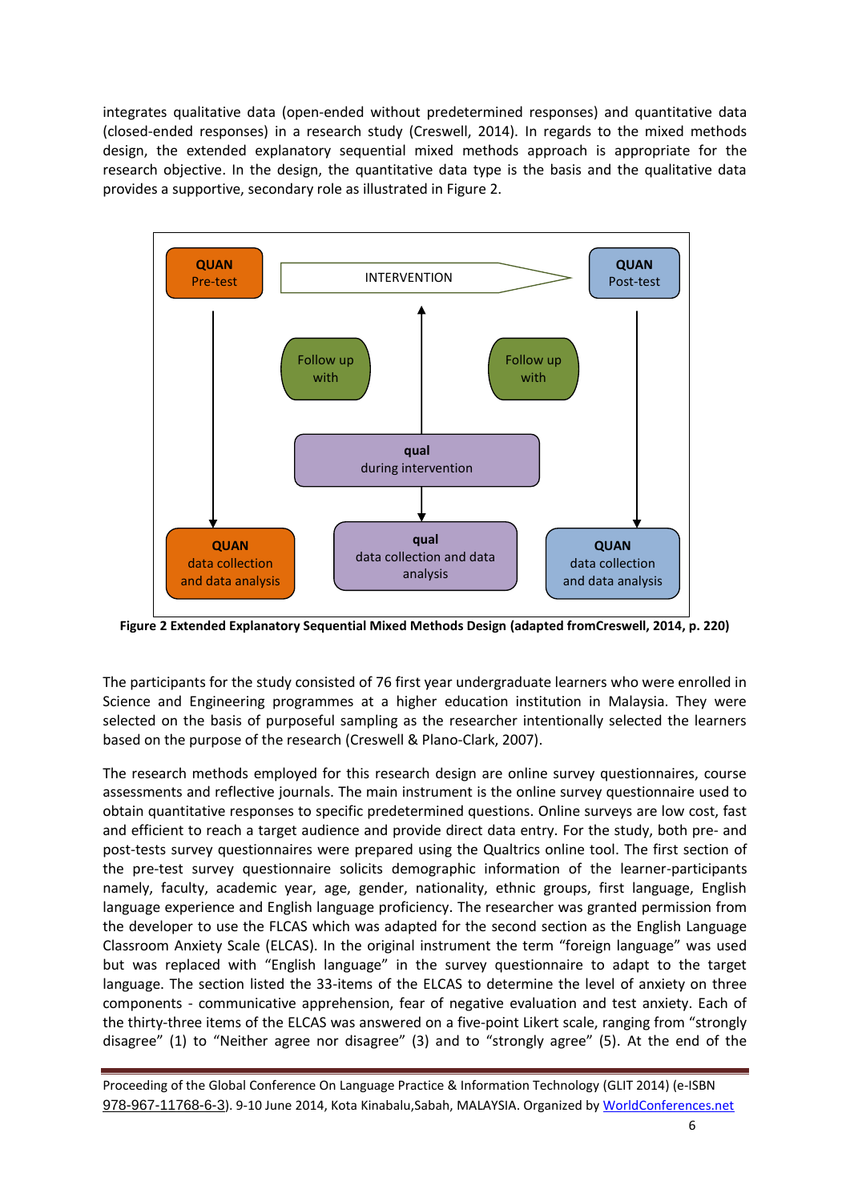integrates qualitative data (open-ended without predetermined responses) and quantitative data (closed-ended responses) in a research study (Creswell, 2014). In regards to the mixed methods design, the extended explanatory sequential mixed methods approach is appropriate for the research objective. In the design, the quantitative data type is the basis and the qualitative data provides a supportive, secondary role as illustrated in Figure 2.

**Figure 2 Extended Explanatory Sequential Mixed Methods Design (adapted fromCreswell, 2014, p. 220)**

The participants for the study consisted of 76 first year undergraduate learners who were enrolled in Science and Engineering programmes at a higher education institution in Malaysia. They were selected on the basis of purposeful sampling as the researcher intentionally selected the learners based on the purpose of the research (Creswell & Plano-Clark, 2007).

The research methods employed for this research design are online survey questionnaires, course assessments and reflective journals. The main instrument is the online survey questionnaire used to obtain quantitative responses to specific predetermined questions. Online surveys are low cost, fast and efficient to reach a target audience and provide direct data entry. For the study, both pre- and post-tests survey questionnaires were prepared using the Qualtrics online tool. The first section of the pre-test survey questionnaire solicits demographic information of the learner-participants namely, faculty, academic year, age, gender, nationality, ethnic groups, first language, English language experience and English language proficiency. The researcher was granted permission from the developer to use the FLCAS which was adapted for the second section as the English Language Classroom Anxiety Scale (ELCAS). In the original instrument the term "foreign language" was used but was replaced with "English language" in the survey questionnaire to adapt to the target language. The section listed the 33-items of the ELCAS to determine the level of anxiety on three components - communicative apprehension, fear of negative evaluation and test anxiety. Each of the thirty-three items of the ELCAS was answered on a five-point Likert scale, ranging from "strongly disagree" (1) to "Neither agree nor disagree" (3) and to "strongly agree" (5). At the end of the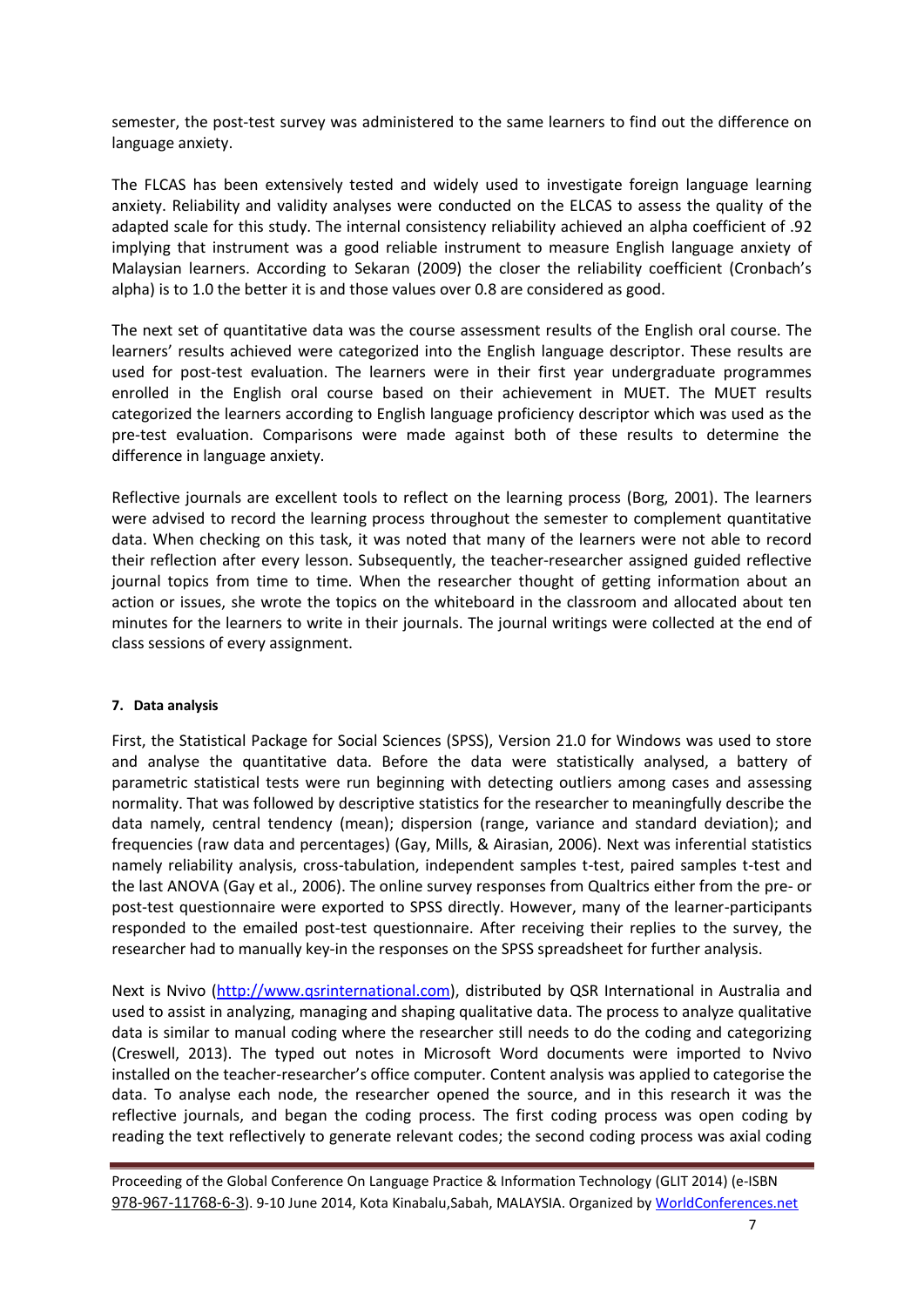semester, the post-test survey was administered to the same learners to find out the difference on language anxiety.

The FLCAS has been extensively tested and widely used to investigate foreign language learning anxiety. Reliability and validity analyses were conducted on the ELCAS to assess the quality of the adapted scale for this study. The internal consistency reliability achieved an alpha coefficient of .92 implying that instrument was a good reliable instrument to measure English language anxiety of Malaysian learners. According to Sekaran (2009) the closer the reliability coefficient (Cronbach's alpha) is to 1.0 the better it is and those values over 0.8 are considered as good.

The next set of quantitative data was the course assessment results of the English oral course. The learners' results achieved were categorized into the English language descriptor. These results are used for post-test evaluation. The learners were in their first year undergraduate programmes enrolled in the English oral course based on their achievement in MUET. The MUET results categorized the learners according to English language proficiency descriptor which was used as the pre-test evaluation. Comparisons were made against both of these results to determine the difference in language anxiety.

Reflective journals are excellent tools to reflect on the learning process (Borg, 2001). The learners were advised to record the learning process throughout the semester to complement quantitative data. When checking on this task, it was noted that many of the learners were not able to record their reflection after every lesson. Subsequently, the teacher-researcher assigned guided reflective journal topics from time to time. When the researcher thought of getting information about an action or issues, she wrote the topics on the whiteboard in the classroom and allocated about ten minutes for the learners to write in their journals. The journal writings were collected at the end of class sessions of every assignment.

#### 7. Data analysis

First, the Statistical Package for Social Sciences (SPSS), Version 21.0 for Windows was used to store and analyse the quantitative data. Before the data were statistically analysed, a battery of parametric statistical tests were run beginning with detecting outliers among cases and assessing normality. That was followed by descriptive statistics for the researcher to meaningfully describe the data namely, central tendency (mean); dispersion (range, variance and standard deviation); and frequencies (raw data and percentages) (Gay, Mills, & Airasian, 2006). Next was inferential statistics namely reliability analysis, cross-tabulation, independent samples t-test, paired samples t-test and the last ANOVA (Gay et al., 2006). The online survey responses from Qualtrics either from the pre- or post-test questionnaire were exported to SPSS directly. However, many of the learner-participants responded to the emailed post-test questionnaire. After receiving their replies to the survey, the researcher had to manually key-in the responses on the SPSS spreadsheet for further analysis.

Next is Nvivo (http://www.qsrinternational.com), distributed by QSR International in Australia and used to assist in analyzing, managing and shaping qualitative data. The process to analyze qualitative data is similar to manual coding where the researcher still needs to do the coding and categorizing (Creswell, 2013). The typed out notes in Microsoft Word documents were imported to Nvivo installed on the teacher-researcher's office computer. Content analysis was applied to categorise the data. To analyse each node, the researcher opened the source, and in this research it was the reflective journals, and began the coding process. The first coding process was open coding by reading the text reflectively to generate relevant codes; the second coding process was axial coding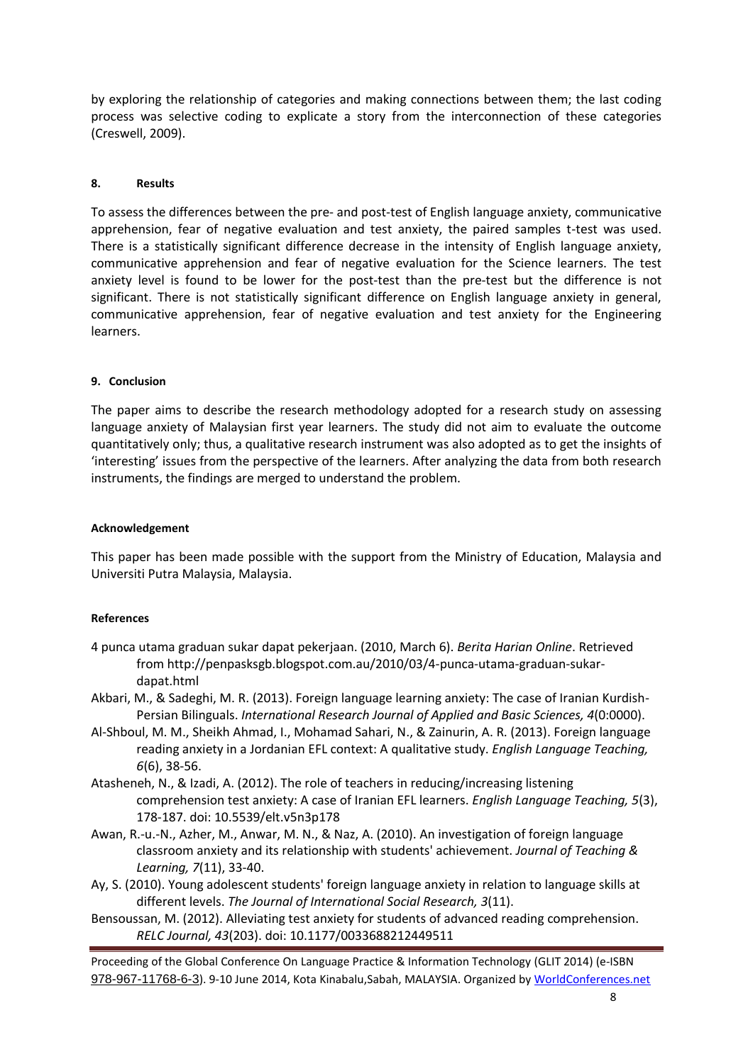by exploring the relationship of categories and making connections between them; the last coding process was selective coding to explicate a story from the interconnection of these categories (Creswell, 2009).

## 8. Results

To assess the differences between the pre- and post-test of English language anxiety, communicative apprehension, fear of negative evaluation and test anxiety, the paired samples t-test was used. There is a statistically significant difference decrease in the intensity of English language anxiety, communicative apprehension and fear of negative evaluation for the Science learners. The test anxiety level is found to be lower for the post-test than the pre-test but the difference is not significant. There is not statistically significant difference on English language anxiety in general, communicative apprehension, fear of negative evaluation and test anxiety for the Engineering learners.

## 9. Conclusion

The paper aims to describe the research methodology adopted for a research study on assessing language anxiety of Malaysian first year learners. The study did not aim to evaluate the outcome quantitatively only; thus, a qualitative research instrument was also adopted as to get the insights of 'interesting' issues from the perspective of the learners. After analyzing the data from both research instruments, the findings are merged to understand the problem.

## Acknowledgement

This paper has been made possible with the support from the Ministry of Education, Malaysia and Universiti Putra Malaysia, Malaysia.

## References

4 punca utama graduan sukar dapat pekerjaan. (2010, March 6). *Berita Harian Online*. Retrieved from http://penpasksgb.blogspot.com.au/2010/03/4-punca-utama-graduan-sukar-dapat.html

Akbari, M., & Sadeghi, M. R. (2013). Foreign language learning anxiety: The case of Iranian Kurdish-Persian Bilinguals. *International Research Journal of Applied and Basic Sciences, 4*(0:0000).

Al-Shboul, M. M., Sheikh Ahmad, I., Mohamad Sahari, N., & Zainurin, A. R. (2013). Foreign language reading anxiety in a Jordanian EFL context: A qualitative study. *English Language Teaching, 6*(6), 38-56.

Atasheneh, N., & Izadi, A. (2012). The role of teachers in reducing/increasing listening comprehension test anxiety: A case of Iranian EFL learners. *English Language Teaching, 5*(3), 178-187. doi: 10.5539/elt.v5n3p178

Awan, R.-u.-N., Azher, M., Anwar, M. N., & Naz, A. (2010). An investigation of foreign language classroom anxiety and its relationship with students' achievement. *Journal of Teaching & Learning, 7*(11), 33-40.

Ay, S. (2010). Young adolescent students' foreign language anxiety in relation to language skills at different levels. *The Journal of International Social Research, 3*(11).

Bensoussan, M. (2012). Alleviating test anxiety for students of advanced reading comprehension. *RELC Journal, 43*(203). doi: 10.1177/0033688212449511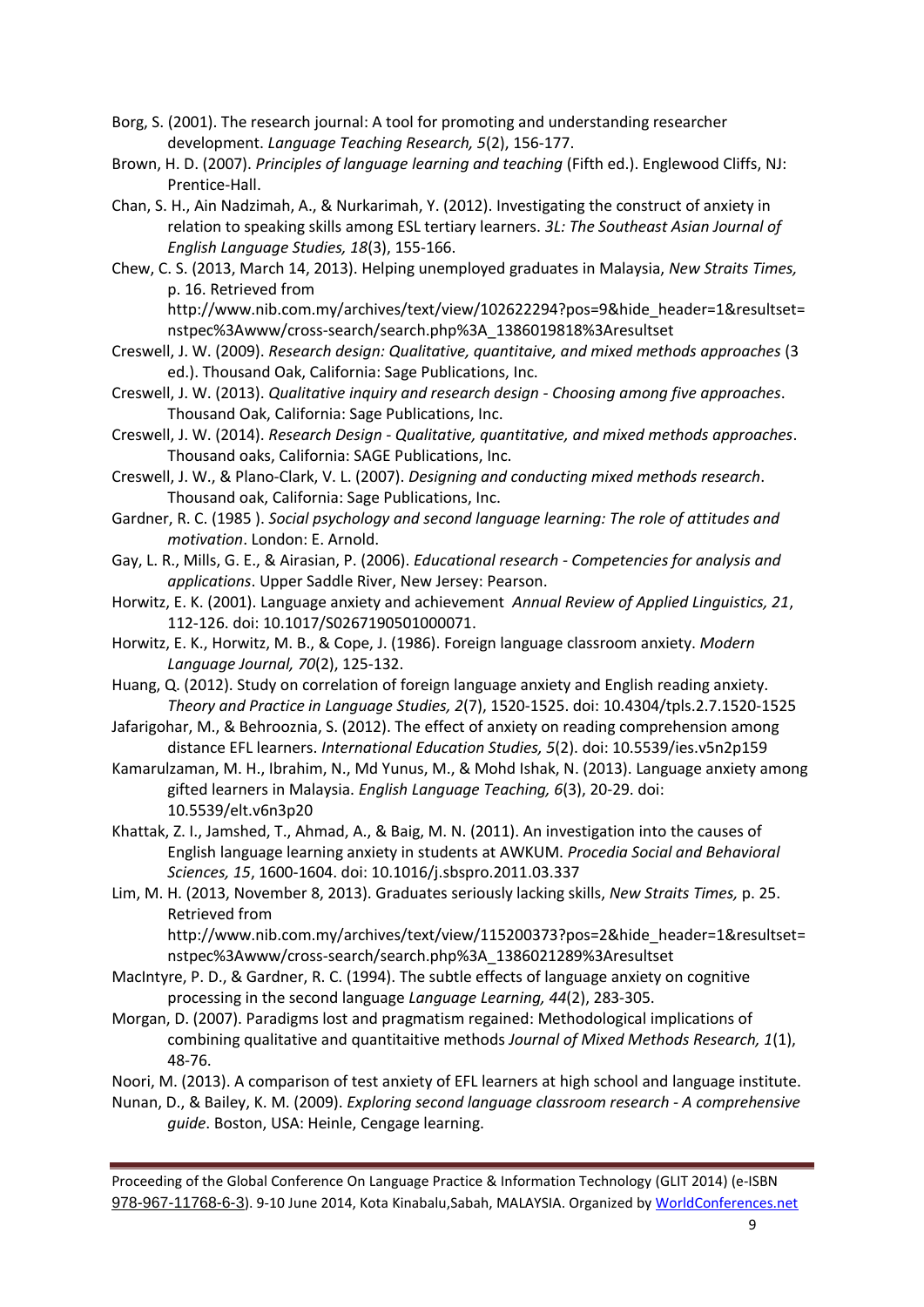Borg, S. (2001). The research journal: A tool for promoting and understanding researcher development. *Language Teaching Research, 5*(2), 156-177.

Brown, H. D. (2007). *Principles of language learning and teaching* (Fifth ed.). Englewood Cliffs, NJ: Prentice-Hall.

Chan, S. H., Ain Nadzimah, A., & Nurkarimah, Y. (2012). Investigating the construct of anxiety in relation to speaking skills among ESL tertiary learners. *3L: The Southeast Asian Journal of English Language Studies, 18*(3), 155-166.

Chew, C. S. (2013, March 14, 2013). Helping unemployed graduates in Malaysia, *New Straits Times,* p. 16. Retrieved from http://www.nib.com.my/archives/text/view/102622294?pos=9&hide_header=1&resultset=nstpec%3Awww/cross-search/search.php%3A_1386019818%3Aresultset

Creswell, J. W. (2009). *Research design: Qualitative, quantitaive, and mixed methods approaches* (3 ed.). Thousand Oak, California: Sage Publications, Inc.

Creswell, J. W. (2013). *Qualitative inquiry and research design - Choosing among five approaches*. Thousand Oak, California: Sage Publications, Inc.

Creswell, J. W. (2014). *Research Design - Qualitative, quantitative, and mixed methods approaches*. Thousand oaks, California: SAGE Publications, Inc.

Creswell, J. W., & Plano-Clark, V. L. (2007). *Designing and conducting mixed methods research*. Thousand oak, California: Sage Publications, Inc.

Gardner, R. C. (1985 ). *Social psychology and second language learning: The role of attitudes and motivation*. London: E. Arnold.

Gay, L. R., Mills, G. E., & Airasian, P. (2006). *Educational research - Competencies for analysis and applications*. Upper Saddle River, New Jersey: Pearson.

Horwitz, E. K. (2001). Language anxiety and achievement *Annual Review of Applied Linguistics, 21*, 112-126. doi: 10.1017/S0267190501000071.

Horwitz, E. K., Horwitz, M. B., & Cope, J. (1986). Foreign language classroom anxiety. *Modern Language Journal, 70*(2), 125-132.

Huang, Q. (2012). Study on correlation of foreign language anxiety and English reading anxiety. *Theory and Practice in Language Studies, 2*(7), 1520-1525. doi: 10.4304/tpls.2.7.1520-1525

Jafarigohar, M., & Behrooznia, S. (2012). The effect of anxiety on reading comprehension among distance EFL learners. *International Education Studies, 5*(2). doi: 10.5539/ies.v5n2p159

Kamarulzaman, M. H., Ibrahim, N., Md Yunus, M., & Mohd Ishak, N. (2013). Language anxiety among gifted learners in Malaysia. *English Language Teaching, 6*(3), 20-29. doi: 10.5539/elt.v6n3p20

Khattak, Z. I., Jamshed, T., Ahmad, A., & Baig, M. N. (2011). An investigation into the causes of English language learning anxiety in students at AWKUM. *Procedia Social and Behavioral Sciences, 15*, 1600-1604. doi: 10.1016/j.sbspro.2011.03.337

Lim, M. H. (2013, November 8, 2013). Graduates seriously lacking skills, *New Straits Times,* p. 25. Retrieved from http://www.nib.com.my/archives/text/view/115200373?pos=2&hide_header=1&resultset=nstpec%3Awww/cross-search/search.php%3A_1386021289%3Aresultset

MacIntyre, P. D., & Gardner, R. C. (1994). The subtle effects of language anxiety on cognitive processing in the second language *Language Learning, 44*(2), 283-305.

Morgan, D. (2007). Paradigms lost and pragmatism regained: Methodological implications of combining qualitative and quantitaitive methods *Journal of Mixed Methods Research, 1*(1), 48-76.

Noori, M. (2013). A comparison of test anxiety of EFL learners at high school and language institute.

Nunan, D., & Bailey, K. M. (2009). *Exploring second language classroom research - A comprehensive guide*. Boston, USA: Heinle, Cengage learning.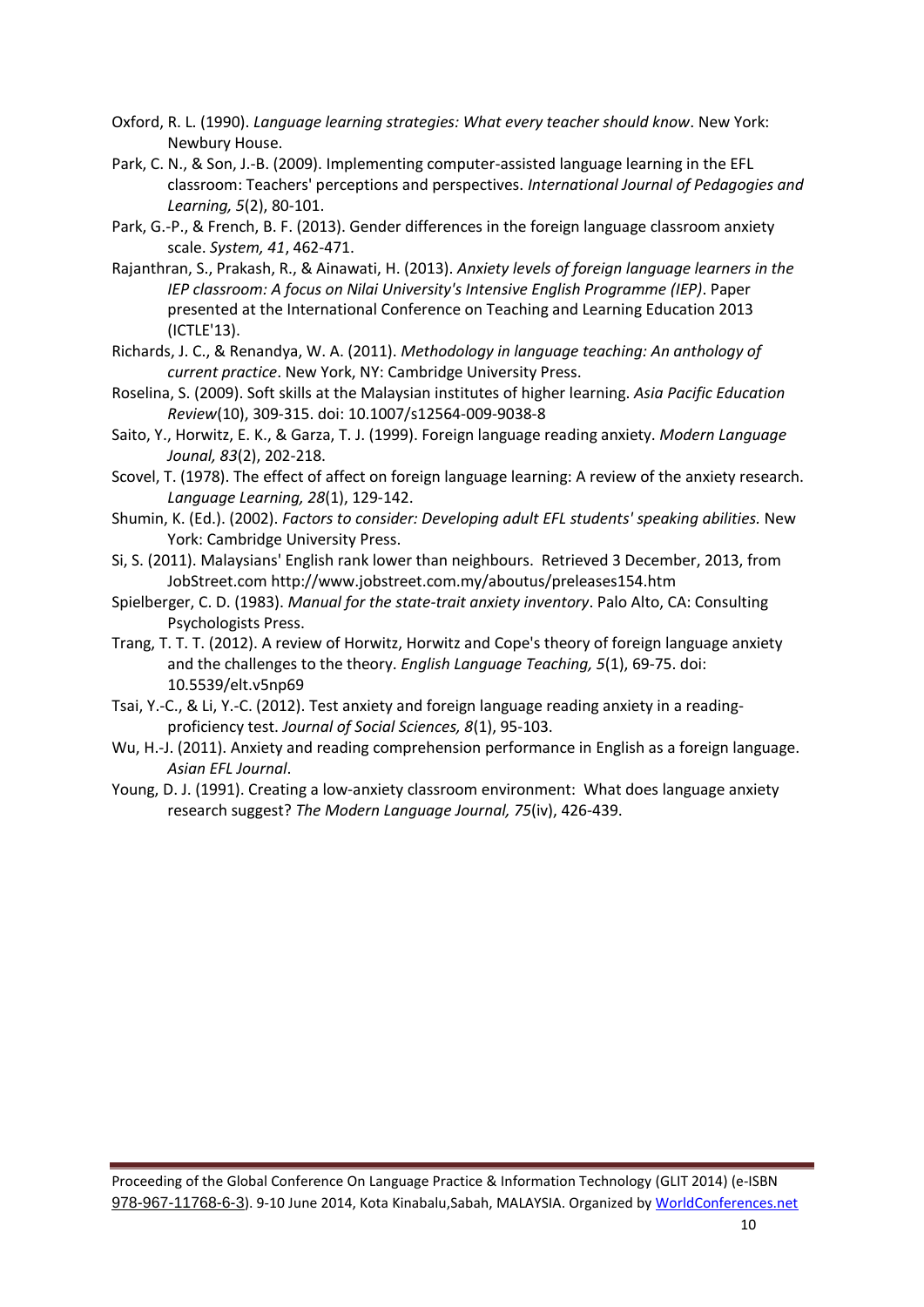Oxford, R. L. (1990). *Language learning strategies: What every teacher should know*. New York: Newbury House.

Park, C. N., & Son, J.-B. (2009). Implementing computer-assisted language learning in the EFL classroom: Teachers' perceptions and perspectives. *International Journal of Pedagogies and Learning, 5*(2), 80-101.

Park, G.-P., & French, B. F. (2013). Gender differences in the foreign language classroom anxiety scale. *System, 41*, 462-471.

Rajanthran, S., Prakash, R., & Ainawati, H. (2013). *Anxiety levels of foreign language learners in the IEP classroom: A focus on Nilai University's Intensive English Programme (IEP)*. Paper presented at the International Conference on Teaching and Learning Education 2013 (ICTLE'13).

Richards, J. C., & Renandya, W. A. (2011). *Methodology in language teaching: An anthology of current practice*. New York, NY: Cambridge University Press.

Roselina, S. (2009). Soft skills at the Malaysian institutes of higher learning. *Asia Pacific Education Review*(10), 309-315. doi: 10.1007/s12564-009-9038-8

Saito, Y., Horwitz, E. K., & Garza, T. J. (1999). Foreign language reading anxiety. *Modern Language Jounal, 83*(2), 202-218.

Scovel, T. (1978). The effect of affect on foreign language learning: A review of the anxiety research. *Language Learning, 28*(1), 129-142.

Shumin, K. (Ed.). (2002). *Factors to consider: Developing adult EFL students' speaking abilities.* New York: Cambridge University Press.

Si, S. (2011). Malaysians' English rank lower than neighbours. Retrieved 3 December, 2013, from JobStreet.com http://www.jobstreet.com.my/aboutus/preleases154.htm

Spielberger, C. D. (1983). *Manual for the state-trait anxiety inventory*. Palo Alto, CA: Consulting Psychologists Press.

Trang, T. T. T. (2012). A review of Horwitz, Horwitz and Cope's theory of foreign language anxiety and the challenges to the theory. *English Language Teaching, 5*(1), 69-75. doi: 10.5539/elt.v5np69

Tsai, Y.-C., & Li, Y.-C. (2012). Test anxiety and foreign language reading anxiety in a reading-proficiency test. *Journal of Social Sciences, 8*(1), 95-103.

Wu, H.-J. (2011). Anxiety and reading comprehension performance in English as a foreign language. *Asian EFL Journal*.

Young, D. J. (1991). Creating a low-anxiety classroom environment: What does language anxiety research suggest? *The Modern Language Journal, 75*(iv), 426-439.